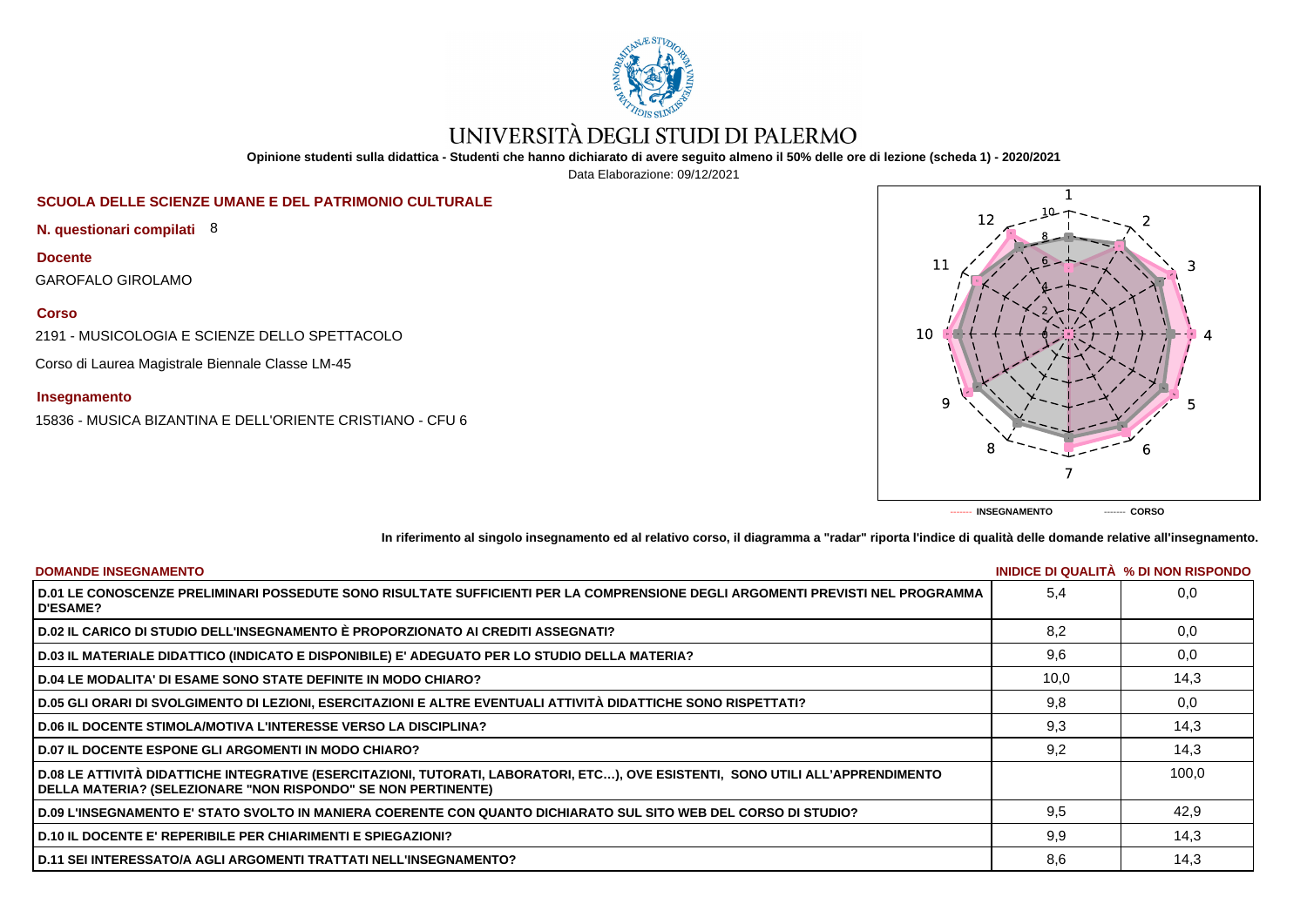# UNIVERSITÀ DEGLI STUDI DI PALERMO

**Opinione studenti sulla didattica - Studenti che hanno dichiarato di avere seguito almeno il 50% delle ore di lezione (scheda 1) - 2020/2021**

Data Elaborazione: 09/12/2021

**SCUOLA DELLE SCIENZE UMANE E DEL PATRIMONIO CULTURALE**

**N. questionari compilati** 8

**Docente**

GAROFALO GIROLAMO

**Corso**

2191 - MUSICOLOGIA E SCIENZE DELLO SPETTACOLO

Corso di Laurea Magistrale Biennale Classe LM-45

**Insegnamento**

15836 - MUSICA BIZANTINA E DELL'ORIENTE CRISTIANO - CFU 6

------- INSEGNAMENTO ------- CORSO

**In riferimento al singolo insegnamento ed al relativo corso, il diagramma a "radar" riporta l'indice di qualità delle domande relative all'insegnamento.**

| DOMANDE INSEGNAMENTO | INIDICE DI QUALITÀ | % DI NON RISPONDO |
|---|---|---|
| D.01 LE CONOSCENZE PRELIMINARI POSSEDUTE SONO RISULTATE SUFFICIENTI PER LA COMPRENSIONE DEGLI ARGOMENTI PREVISTI NEL PROGRAMMA D'ESAME? | 5,4 | 0,0 |
| D.02 IL CARICO DI STUDIO DELL'INSEGNAMENTO È PROPORZIONATO AI CREDITI ASSEGNATI? | 8,2 | 0,0 |
| D.03 IL MATERIALE DIDATTICO (INDICATO E DISPONIBILE) E' ADEGUATO PER LO STUDIO DELLA MATERIA? | 9,6 | 0,0 |
| D.04 LE MODALITA' DI ESAME SONO STATE DEFINITE IN MODO CHIARO? | 10,0 | 14,3 |
| D.05 GLI ORARI DI SVOLGIMENTO DI LEZIONI, ESERCITAZIONI E ALTRE EVENTUALI ATTIVITÀ DIDATTICHE SONO RISPETTATI? | 9,8 | 0,0 |
| D.06 IL DOCENTE STIMOLA/MOTIVA L'INTERESSE VERSO LA DISCIPLINA? | 9,3 | 14,3 |
| D.07 IL DOCENTE ESPONE GLI ARGOMENTI IN MODO CHIARO? | 9,2 | 14,3 |
| D.08 LE ATTIVITÀ DIDATTICHE INTEGRATIVE (ESERCITAZIONI, TUTORATI, LABORATORI, ETC…), OVE ESISTENTI, SONO UTILI ALL'APPRENDIMENTO DELLA MATERIA? (SELEZIONARE "NON RISPONDO" SE NON PERTINENTE) | | 100,0 |
| D.09 L'INSEGNAMENTO E' STATO SVOLTO IN MANIERA COERENTE CON QUANTO DICHIARATO SUL SITO WEB DEL CORSO DI STUDIO? | 9,5 | 42,9 |
| D.10 IL DOCENTE E' REPERIBILE PER CHIARIMENTI E SPIEGAZIONI? | 9,9 | 14,3 |
| D.11 SEI INTERESSATO/A AGLI ARGOMENTI TRATTATI NELL'INSEGNAMENTO? | 8,6 | 14,3 |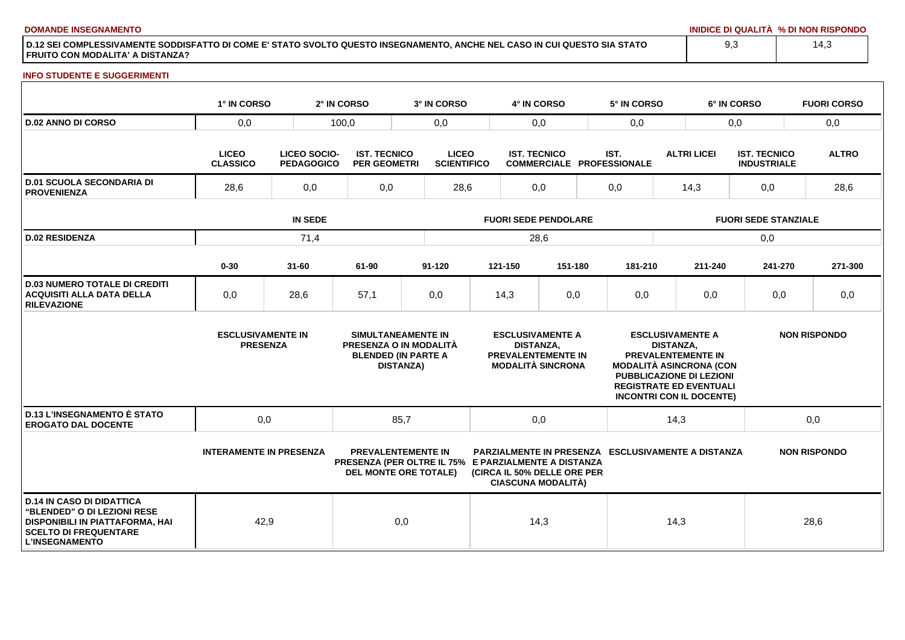**DOMANDE INSEGNAMENTO**

| | INIDICE DI QUALITÀ | % DI NON RISPONDO |
|---|---|---|
| D.12 SEI COMPLESSIVAMENTE SODDISFATTO DI COME E' STATO SVOLTO QUESTO INSEGNAMENTO, ANCHE NEL CASO IN CUI QUESTO SIA STATO FRUITO CON MODALITA' A DISTANZA? | 9,3 | 14,3 |

**INFO STUDENTE E SUGGERIMENTI**

| | 1° IN CORSO | 2° IN CORSO | 3° IN CORSO | 4° IN CORSO | 5° IN CORSO | 6° IN CORSO | FUORI CORSO |
|---|---|---|---|---|---|---|---|
| D.02 ANNO DI CORSO | 0,0 | 100,0 | 0,0 | 0,0 | 0,0 | 0,0 | 0,0 |

| | LICEO CLASSICO | LICEO SOCIO-PEDAGOGICO | IST. TECNICO PER GEOMETRI | LICEO SCIENTIFICO | IST. TECNICO COMMERCIALE | IST. PROFESSIONALE | ALTRI LICEI | IST. TECNICO INDUSTRIALE | ALTRO |
|---|---|---|---|---|---|---|---|---|---|
| D.01 SCUOLA SECONDARIA DI PROVENIENZA | 28,6 | 0,0 | 0,0 | 28,6 | 0,0 | 0,0 | 14,3 | 0,0 | 28,6 |

| | IN SEDE | FUORI SEDE PENDOLARE | FUORI SEDE STANZIALE |
|---|---|---|---|
| D.02 RESIDENZA | 71,4 | 28,6 | 0,0 |

| | 0-30 | 31-60 | 61-90 | 91-120 | 121-150 | 151-180 | 181-210 | 211-240 | 241-270 | 271-300 |
|---|---|---|---|---|---|---|---|---|---|---|
| D.03 NUMERO TOTALE DI CREDITI ACQUISITI ALLA DATA DELLA RILEVAZIONE | 0,0 | 28,6 | 57,1 | 0,0 | 14,3 | 0,0 | 0,0 | 0,0 | 0,0 | 0,0 |

| | ESCLUSIVAMENTE IN PRESENZA | SIMULTANEAMENTE IN PRESENZA O IN MODALITÀ BLENDED (IN PARTE A DISTANZA) | ESCLUSIVAMENTE A DISTANZA, PREVALENTEMENTE IN MODALITÀ SINCRONA | ESCLUSIVAMENTE A DISTANZA, PREVALENTEMENTE IN MODALITÀ ASINCRONA (CON PUBBLICAZIONE DI LEZIONI REGISTRATE ED EVENTUALI INCONTRI CON IL DOCENTE) | NON RISPONDO |
|---|---|---|---|---|---|
| D.13 L'INSEGNAMENTO È STATO EROGATO DAL DOCENTE | 0,0 | 85,7 | 0,0 | 14,3 | 0,0 |

| | INTERAMENTE IN PRESENZA | PREVALENTEMENTE IN PRESENZA (PER OLTRE IL 75% DEL MONTE ORE TOTALE) | PARZIALMENTE IN PRESENZA E PARZIALMENTE A DISTANZA (CIRCA IL 50% DELLE ORE PER CIASCUNA MODALITÀ) | ESCLUSIVAMENTE A DISTANZA | NON RISPONDO |
|---|---|---|---|---|---|
| D.14 IN CASO DI DIDATTICA "BLENDED" O DI LEZIONI RESE DISPONIBILI IN PIATTAFORMA, HAI SCELTO DI FREQUENTARE L'INSEGNAMENTO | 42,9 | 0,0 | 14,3 | 14,3 | 28,6 |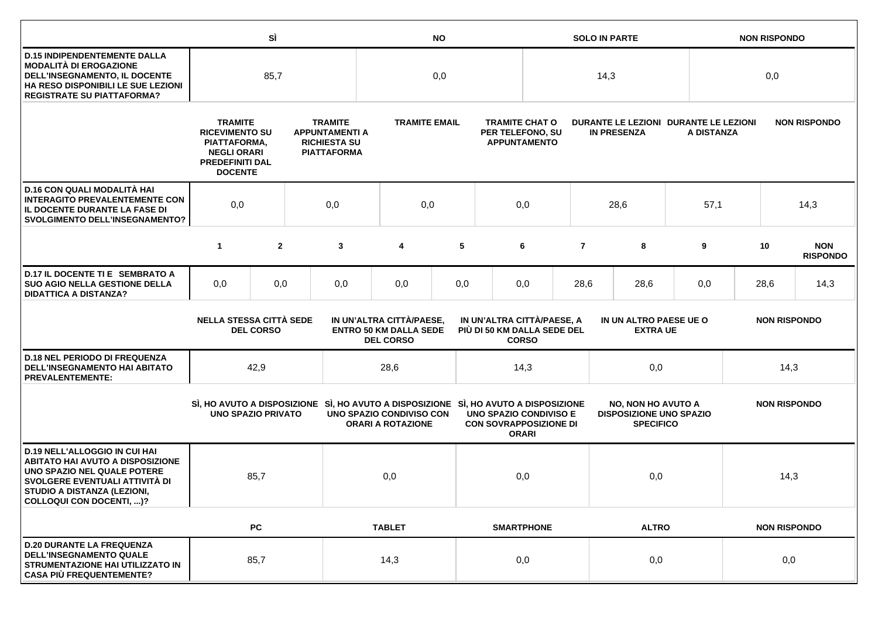| | SÌ | NO | SOLO IN PARTE | NON RISPONDO |
|---|---|---|---|---|
| **D.15 INDIPENDENTEMENTE DALLA MODALITÀ DI EROGAZIONE DELL'INSEGNAMENTO, IL DOCENTE HA RESO DISPONIBILI LE SUE LEZIONI REGISTRATE SU PIATTAFORMA?** | 85,7 | 0,0 | 14,3 | 0,0 |

| | TRAMITE RICEVIMENTO SU PIATTAFORMA, NEGLI ORARI PREDEFINITI DAL DOCENTE | TRAMITE APPUNTAMENTI A RICHIESTA SU PIATTAFORMA | TRAMITE EMAIL | TRAMITE CHAT O PER TELEFONO, SU APPUNTAMENTO | DURANTE LE LEZIONI IN PRESENZA | DURANTE LE LEZIONI A DISTANZA | NON RISPONDO |
|---|---|---|---|---|---|---|---|
| **D.16 CON QUALI MODALITÀ HAI INTERAGITO PREVALENTEMENTE CON IL DOCENTE DURANTE LA FASE DI SVOLGIMENTO DELL'INSEGNAMENTO?** | 0,0 | 0,0 | 0,0 | 0,0 | 28,6 | 57,1 | 14,3 |

| | 1 | 2 | 3 | 4 | 5 | 6 | 7 | 8 | 9 | 10 | NON RISPONDO |
|---|---|---|---|---|---|---|---|---|---|---|---|
| **D.17 IL DOCENTE TI E SEMBRATO A SUO AGIO NELLA GESTIONE DELLA DIDATTICA A DISTANZA?** | 0,0 | 0,0 | 0,0 | 0,0 | 0,0 | 0,0 | 28,6 | 28,6 | 0,0 | 28,6 | 14,3 |

| | NELLA STESSA CITTÀ SEDE DEL CORSO | IN UN'ALTRA CITTÀ/PAESE, ENTRO 50 KM DALLA SEDE DEL CORSO | IN UN'ALTRA CITTÀ/PAESE, A PIÙ DI 50 KM DALLA SEDE DEL CORSO | IN UN ALTRO PAESE UE O EXTRA UE | NON RISPONDO |
|---|---|---|---|---|---|
| **D.18 NEL PERIODO DI FREQUENZA DELL'INSEGNAMENTO HAI ABITATO PREVALENTEMENTE:** | 42,9 | 28,6 | 14,3 | 0,0 | 14,3 |

| | SÌ, HO AVUTO A DISPOSIZIONE UNO SPAZIO PRIVATO | SÌ, HO AVUTO A DISPOSIZIONE UNO SPAZIO CONDIVISO CON ORARI A ROTAZIONE | SÌ, HO AVUTO A DISPOSIZIONE UNO SPAZIO CONDIVISO E CON SOVRAPPOSIZIONE DI ORARI | NO, NON HO AVUTO A DISPOSIZIONE UNO SPAZIO SPECIFICO | NON RISPONDO |
|---|---|---|---|---|---|
| **D.19 NELL'ALLOGGIO IN CUI HAI ABITATO HAI AVUTO A DISPOSIZIONE UNO SPAZIO NEL QUALE POTERE SVOLGERE EVENTUALI ATTIVITÀ DI STUDIO A DISTANZA (LEZIONI, COLLOQUI CON DOCENTI, ...)?** | 85,7 | 0,0 | 0,0 | 0,0 | 14,3 |

| | PC | TABLET | SMARTPHONE | ALTRO | NON RISPONDO |
|---|---|---|---|---|---|
| **D.20 DURANTE LA FREQUENZA DELL'INSEGNAMENTO QUALE STRUMENTAZIONE HAI UTILIZZATO IN CASA PIÙ FREQUENTEMENTE?** | 85,7 | 14,3 | 0,0 | 0,0 | 0,0 |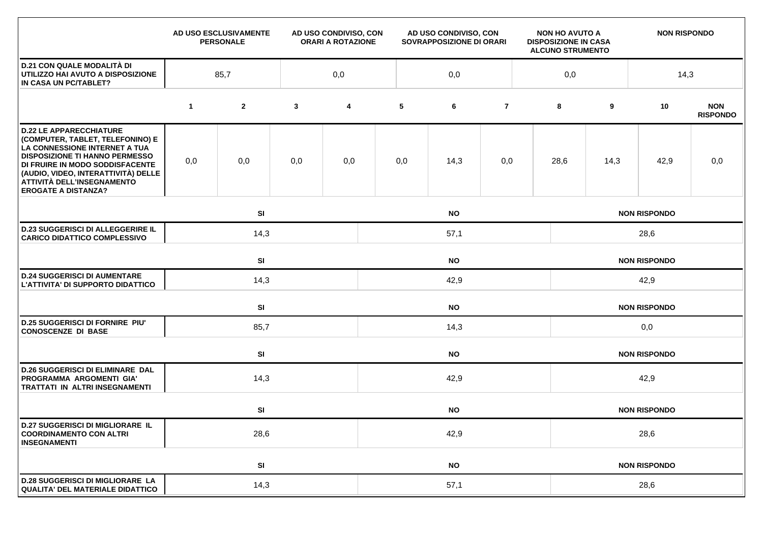| | AD USO ESCLUSIVAMENTE PERSONALE | AD USO CONDIVISO, CON ORARI A ROTAZIONE | AD USO CONDIVISO, CON SOVRAPPOSIZIONE DI ORARI | NON HO AVUTO A DISPOSIZIONE IN CASA ALCUNO STRUMENTO | NON RISPONDO |
|---|---|---|---|---|---|
| **D.21 CON QUALE MODALITÀ DI UTILIZZO HAI AVUTO A DISPOSIZIONE IN CASA UN PC/TABLET?** | 85,7 | 0,0 | 0,0 | 0,0 | 14,3 |

| | 1 | 2 | 3 | 4 | 5 | 6 | 7 | 8 | 9 | 10 | NON RISPONDO |
|---|---|---|---|---|---|---|---|---|---|---|---|
| **D.22 LE APPARECCHIATURE (COMPUTER, TABLET, TELEFONINO) E LA CONNESSIONE INTERNET A TUA DISPOSIZIONE TI HANNO PERMESSO DI FRUIRE IN MODO SODDISFACENTE (AUDIO, VIDEO, INTERATTIVITÀ) DELLE ATTIVITÀ DELL'INSEGNAMENTO EROGATE A DISTANZA?** | 0,0 | 0,0 | 0,0 | 0,0 | 0,0 | 14,3 | 0,0 | 28,6 | 14,3 | 42,9 | 0,0 |

| | SI | NO | NON RISPONDO |
|---|---|---|---|
| **D.23 SUGGERISCI DI ALLEGGERIRE IL CARICO DIDATTICO COMPLESSIVO** | 14,3 | 57,1 | 28,6 |
| **D.24 SUGGERISCI DI AUMENTARE L'ATTIVITA' DI SUPPORTO DIDATTICO** | 14,3 | 42,9 | 42,9 |
| **D.25 SUGGERISCI DI FORNIRE PIU' CONOSCENZE DI BASE** | 85,7 | 14,3 | 0,0 |
| **D.26 SUGGERISCI DI ELIMINARE DAL PROGRAMMA ARGOMENTI GIA' TRATTATI IN ALTRI INSEGNAMENTI** | 14,3 | 42,9 | 42,9 |
| **D.27 SUGGERISCI DI MIGLIORARE IL COORDINAMENTO CON ALTRI INSEGNAMENTI** | 28,6 | 42,9 | 28,6 |
| **D.28 SUGGERISCI DI MIGLIORARE LA QUALITA' DEL MATERIALE DIDATTICO** | 14,3 | 57,1 | 28,6 |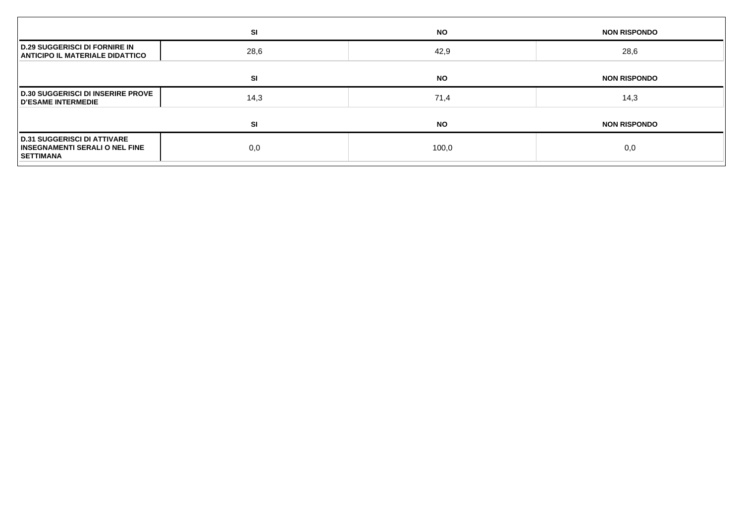| | SI | NO | NON RISPONDO |
|---|---|---|---|
| **D.29 SUGGERISCI DI FORNIRE IN ANTICIPO IL MATERIALE DIDATTICO** | 28,6 | 42,9 | 28,6 |

| | SI | NO | NON RISPONDO |
|---|---|---|---|
| **D.30 SUGGERISCI DI INSERIRE PROVE D'ESAME INTERMEDIE** | 14,3 | 71,4 | 14,3 |

| | SI | NO | NON RISPONDO |
|---|---|---|---|
| **D.31 SUGGERISCI DI ATTIVARE INSEGNAMENTI SERALI O NEL FINE SETTIMANA** | 0,0 | 100,0 | 0,0 |